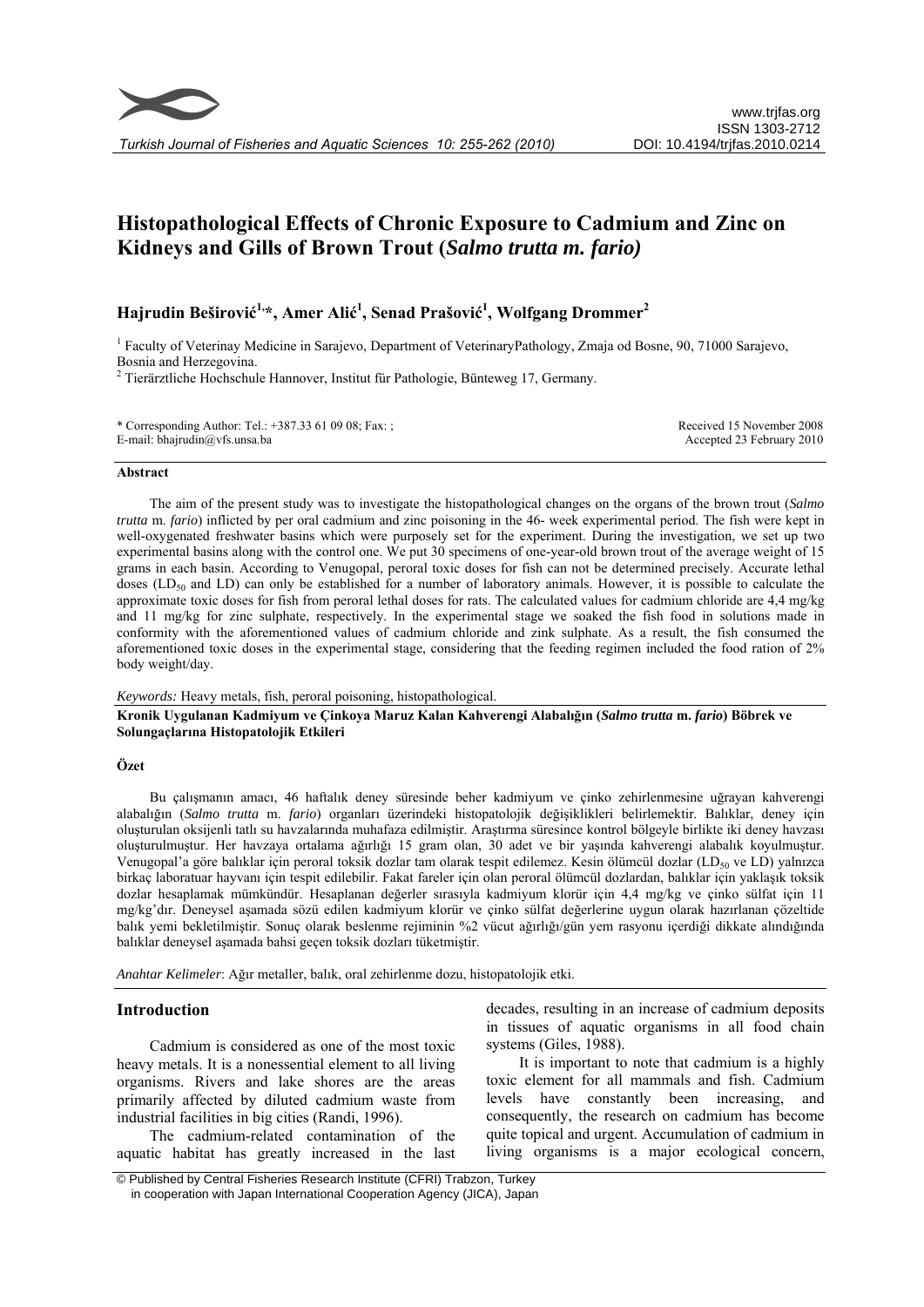# Histopathological Effects of Chronic Exposure to Cadmium and Zinc on Kidneys and Gills of Brown Trout (*Salmo trutta m. fario*)

**Hajrudin Beširović[1,*], Amer Alić[1], Senad Prašović[1], Wolfgang Drommer[2]**

[1] Faculty of Veterinay Medicine in Sarajevo, Department of VeterinaryPathology, Zmaja od Bosne, 90, 71000 Sarajevo, Bosnia and Herzegovina.

[2] Tierärztliche Hochschule Hannover, Institut für Pathologie, Bünteweg 17, Germany.

* Corresponding Author: Tel.: +387.33 61 09 08; Fax: ; E-mail: bhajrudin@vfs.unsa.ba

Received 15 November 2008
Accepted 23 February 2010

### Abstract

The aim of the present study was to investigate the histopathological changes on the organs of the brown trout (*Salmo trutta* m. *fario*) inflicted by per oral cadmium and zinc poisoning in the 46- week experimental period. The fish were kept in well-oxygenated freshwater basins which were purposely set for the experiment. During the investigation, we set up two experimental basins along with the control one. We put 30 specimens of one-year-old brown trout of the average weight of 15 grams in each basin. According to Venugopal, peroral toxic doses for fish can not be determined precisely. Accurate lethal doses ($LD_{50}$ and LD) can only be established for a number of laboratory animals. However, it is possible to calculate the approximate toxic doses for fish from peroral lethal doses for rats. The calculated values for cadmium chloride are 4,4 mg/kg and 11 mg/kg for zinc sulphate, respectively. In the experimental stage we soaked the fish food in solutions made in conformity with the aforementioned values of cadmium chloride and zink sulphate. As a result, the fish consumed the aforementioned toxic doses in the experimental stage, considering that the feeding regimen included the food ration of 2% body weight/day.

*Keywords:* Heavy metals, fish, peroral poisoning, histopathological.

**Kronik Uygulanan Kadmiyum ve Çinkoya Maruz Kalan Kahverengi Alabalığın (*Salmo trutta* m. *fario*) Böbrek ve Solungaçlarına Histopatolojik Etkileri**

### Özet

Bu çalışmanın amacı, 46 haftalık deney süresinde beher kadmiyum ve çinko zehirlenmesine uğrayan kahverengi alabalığın (*Salmo trutta* m. *fario*) organları üzerindeki histopatolojik değişiklikleri belirlemektir. Balıklar, deney için oluşturulan oksijenli tatlı su havzalarında muhafaza edilmiştir. Araştırma süresince kontrol bölgeyle birlikte iki deney havzası oluşturulmuştur. Her havzaya ortalama ağırlığı 15 gram olan, 30 adet ve bir yaşında kahverengi alabalık koyulmuştur. Venugopal'a göre balıklar için peroral toksik dozlar tam olarak tespit edilemez. Kesin ölümcül dozlar ($LD_{50}$ ve LD) yalnızca birkaç laboratuar hayvanı için tespit edilebilir. Fakat fareler için olan peroral ölümcül dozlardan, balıklar için yaklaşık toksik dozlar hesaplamak mümkündür. Hesaplanan değerler sırasıyla kadmiyum klorür için 4,4 mg/kg ve çinko sülfat için 11 mg/kg'dır. Deneysel aşamada sözü edilen kadmiyum klorür ve çinko sülfat değerlerine uygun olarak hazırlanan çözeltide balık yemi bekletilmiştir. Sonuç olarak beslenme rejiminin %2 vücut ağırlığı/gün yem rasyonu içerdiği dikkate alındığında balıklar deneysel aşamada bahsi geçen toksik dozları tüketmiştir.

*Anahtar Kelimeler*: Ağır metaller, balık, oral zehirlenme dozu, histopatolojik etki.

## Introduction

Cadmium is considered as one of the most toxic heavy metals. It is a nonessential element to all living organisms. Rivers and lake shores are the areas primarily affected by diluted cadmium waste from industrial facilities in big cities (Randi, 1996).

The cadmium-related contamination of the aquatic habitat has greatly increased in the last decades, resulting in an increase of cadmium deposits in tissues of aquatic organisms in all food chain systems (Giles, 1988).

It is important to note that cadmium is a highly toxic element for all mammals and fish. Cadmium levels have constantly been increasing, and consequently, the research on cadmium has become quite topical and urgent. Accumulation of cadmium in living organisms is a major ecological concern,

© Published by Central Fisheries Research Institute (CFRI) Trabzon, Turkey in cooperation with Japan International Cooperation Agency (JICA), Japan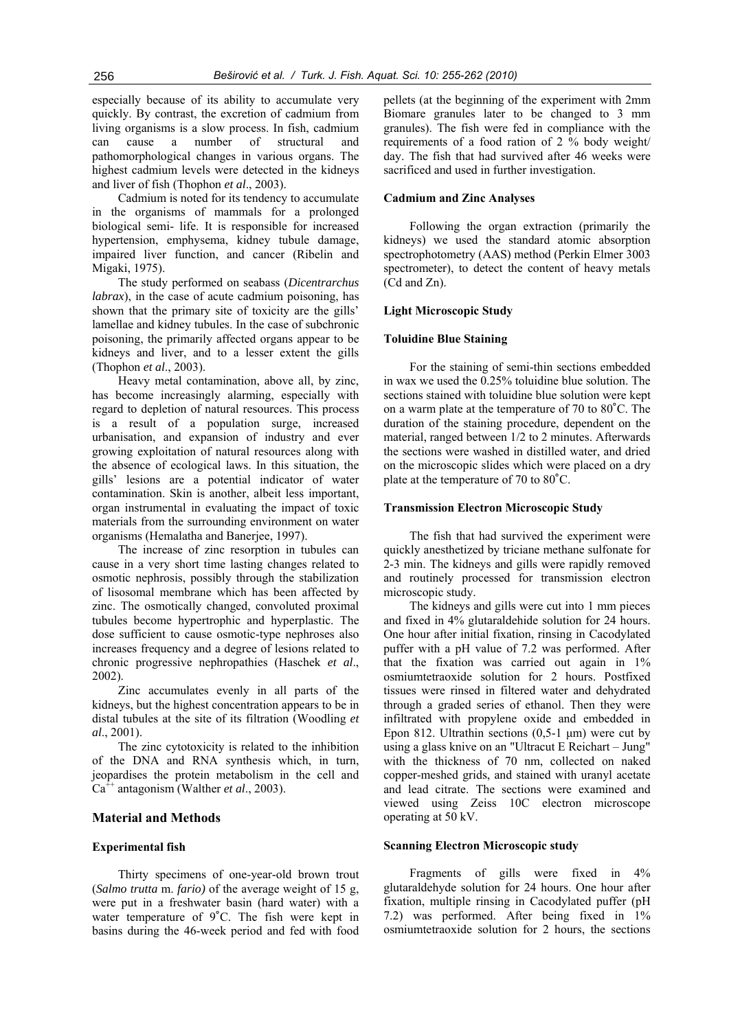especially because of its ability to accumulate very quickly. By contrast, the excretion of cadmium from living organisms is a slow process. In fish, cadmium can cause a number of structural and pathomorphological changes in various organs. The highest cadmium levels were detected in the kidneys and liver of fish (Thophon *et al*., 2003).

Cadmium is noted for its tendency to accumulate in the organisms of mammals for a prolonged biological semi- life. It is responsible for increased hypertension, emphysema, kidney tubule damage, impaired liver function, and cancer (Ribelin and Migaki, 1975).

The study performed on seabass (*Dicentrarchus labrax*), in the case of acute cadmium poisoning, has shown that the primary site of toxicity are the gills' lamellae and kidney tubules. In the case of subchronic poisoning, the primarily affected organs appear to be kidneys and liver, and to a lesser extent the gills (Thophon *et al*., 2003).

Heavy metal contamination, above all, by zinc, has become increasingly alarming, especially with regard to depletion of natural resources. This process is a result of a population surge, increased urbanisation, and expansion of industry and ever growing exploitation of natural resources along with the absence of ecological laws. In this situation, the gills' lesions are a potential indicator of water contamination. Skin is another, albeit less important, organ instrumental in evaluating the impact of toxic materials from the surrounding environment on water organisms (Hemalatha and Banerjee, 1997).

The increase of zinc resorption in tubules can cause in a very short time lasting changes related to osmotic nephrosis, possibly through the stabilization of lisosomal membrane which has been affected by zinc. The osmotically changed, convoluted proximal tubules become hypertrophic and hyperplastic. The dose sufficient to cause osmotic-type nephroses also increases frequency and a degree of lesions related to chronic progressive nephropathies (Haschek *et al*., 2002).

Zinc accumulates evenly in all parts of the kidneys, but the highest concentration appears to be in distal tubules at the site of its filtration (Woodling *et al*., 2001).

The zinc cytotoxicity is related to the inhibition of the DNA and RNA synthesis which, in turn, jeopardises the protein metabolism in the cell and $Ca^{++}$ antagonism (Walther *et al*., 2003).

## Material and Methods

### Experimental fish

Thirty specimens of one-year-old brown trout (*Salmo trutta* m. *fario)* of the average weight of 15 g, were put in a freshwater basin (hard water) with a water temperature of 9˚C. The fish were kept in basins during the 46-week period and fed with food pellets (at the beginning of the experiment with 2mm Biomare granules later to be changed to 3 mm granules). The fish were fed in compliance with the requirements of a food ration of 2 % body weight/ day. The fish that had survived after 46 weeks were sacrificed and used in further investigation.

### Cadmium and Zinc Analyses

Following the organ extraction (primarily the kidneys) we used the standard atomic absorption spectrophotometry (AAS) method (Perkin Elmer 3003 spectrometer), to detect the content of heavy metals (Cd and Zn).

### Light Microscopic Study

### Toluidine Blue Staining

For the staining of semi-thin sections embedded in wax we used the 0.25% toluidine blue solution. The sections stained with toluidine blue solution were kept on a warm plate at the temperature of 70 to 80˚C. The duration of the staining procedure, dependent on the material, ranged between 1/2 to 2 minutes. Afterwards the sections were washed in distilled water, and dried on the microscopic slides which were placed on a dry plate at the temperature of 70 to 80˚C.

### Transmission Electron Microscopic Study

The fish that had survived the experiment were quickly anesthetized by triciane methane sulfonate for 2-3 min. The kidneys and gills were rapidly removed and routinely processed for transmission electron microscopic study.

The kidneys and gills were cut into 1 mm pieces and fixed in 4% glutaraldehide solution for 24 hours. One hour after initial fixation, rinsing in Cacodylated puffer with a pH value of 7.2 was performed. After that the fixation was carried out again in 1% osmiumtetraoxide solution for 2 hours. Postfixed tissues were rinsed in filtered water and dehydrated through a graded series of ethanol. Then they were infiltrated with propylene oxide and embedded in Epon 812. Ultrathin sections (0,5-1 µm) were cut by using a glass knive on an "Ultracut E Reichart – Jung" with the thickness of 70 nm, collected on naked copper-meshed grids, and stained with uranyl acetate and lead citrate. The sections were examined and viewed using Zeiss 10C electron microscope operating at 50 kV.

### Scanning Electron Microscopic study

Fragments of gills were fixed in 4% glutaraldehyde solution for 24 hours. One hour after fixation, multiple rinsing in Cacodylated puffer (pH 7.2) was performed. After being fixed in 1% osmiumtetraoxide solution for 2 hours, the sections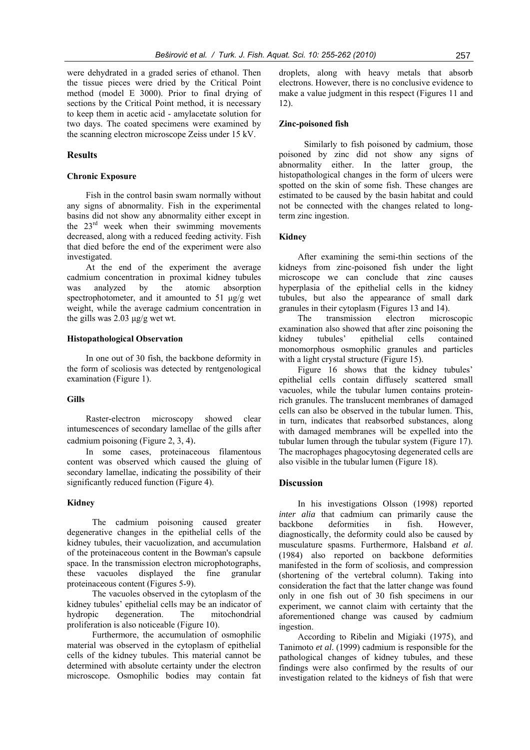were dehydrated in a graded series of ethanol. Then the tissue pieces were dried by the Critical Point method (model E 3000). Prior to final drying of sections by the Critical Point method, it is necessary to keep them in acetic acid - amylacetate solution for two days. The coated specimens were examined by the scanning electron microscope Zeiss under 15 kV.

## Results

### Chronic Exposure

Fish in the control basin swam normally without any signs of abnormality. Fish in the experimental basins did not show any abnormality either except in the 23[rd] week when their swimming movements decreased, along with a reduced feeding activity. Fish that died before the end of the experiment were also investigated.

At the end of the experiment the average cadmium concentration in proximal kidney tubules was analyzed by the atomic absorption spectrophotometer, and it amounted to 51 µg/g wet weight, while the average cadmium concentration in the gills was 2.03 µg/g wet wt.

### Histopathological Observation

In one out of 30 fish, the backbone deformity in the form of scoliosis was detected by rentgenological examination (Figure 1).

### Gills

Raster-electron microscopy showed clear intumescences of secondary lamellae of the gills after cadmium poisoning (Figure 2, 3, 4).

In some cases, proteinaceous filamentous content was observed which caused the gluing of secondary lamellae, indicating the possibility of their significantly reduced function (Figure 4).

### Kidney

The cadmium poisoning caused greater degenerative changes in the epithelial cells of the kidney tubules, their vacuolization, and accumulation of the proteinaceous content in the Bowman's capsule space. In the transmission electron microphotographs, these vacuoles displayed the fine granular proteinaceous content (Figures 5-9).

The vacuoles observed in the cytoplasm of the kidney tubules' epithelial cells may be an indicator of hydropic degeneration. The mitochondrial proliferation is also noticeable (Figure 10).

Furthermore, the accumulation of osmophilic material was observed in the cytoplasm of epithelial cells of the kidney tubules. This material cannot be determined with absolute certainty under the electron microscope. Osmophilic bodies may contain fat droplets, along with heavy metals that absorb electrons. However, there is no conclusive evidence to make a value judgment in this respect (Figures 11 and 12).

### Zinc-poisoned fish

Similarly to fish poisoned by cadmium, those poisoned by zinc did not show any signs of abnormality either. In the latter group, the histopathological changes in the form of ulcers were spotted on the skin of some fish. These changes are estimated to be caused by the basin habitat and could not be connected with the changes related to long-term zinc ingestion.

### Kidney

After examining the semi-thin sections of the kidneys from zinc-poisoned fish under the light microscope we can conclude that zinc causes hyperplasia of the epithelial cells in the kidney tubules, but also the appearance of small dark granules in their cytoplasm (Figures 13 and 14).

The transmission electron microscopic examination also showed that after zinc poisoning the kidney tubules' epithelial cells contained monomorphous osmophilic granules and particles with a light crystal structure (Figure 15).

Figure 16 shows that the kidney tubules' epithelial cells contain diffusely scattered small vacuoles, while the tubular lumen contains protein-rich granules. The translucent membranes of damaged cells can also be observed in the tubular lumen. This, in turn, indicates that reabsorbed substances, along with damaged membranes will be expelled into the tubular lumen through the tubular system (Figure 17). The macrophages phagocytosing degenerated cells are also visible in the tubular lumen (Figure 18).

## Discussion

In his investigations Olsson (1998) reported *inter alia* that cadmium can primarily cause the backbone deformities in fish. However, diagnostically, the deformity could also be caused by musculature spasms. Furthermore, Halsband *et al*. (1984) also reported on backbone deformities manifested in the form of scoliosis, and compression (shortening of the vertebral column). Taking into consideration the fact that the latter change was found only in one fish out of 30 fish specimens in our experiment, we cannot claim with certainty that the aforementioned change was caused by cadmium ingestion.

According to Ribelin and Migiaki (1975), and Tanimoto *et al*. (1999) cadmium is responsible for the pathological changes of kidney tubules, and these findings were also confirmed by the results of our investigation related to the kidneys of fish that were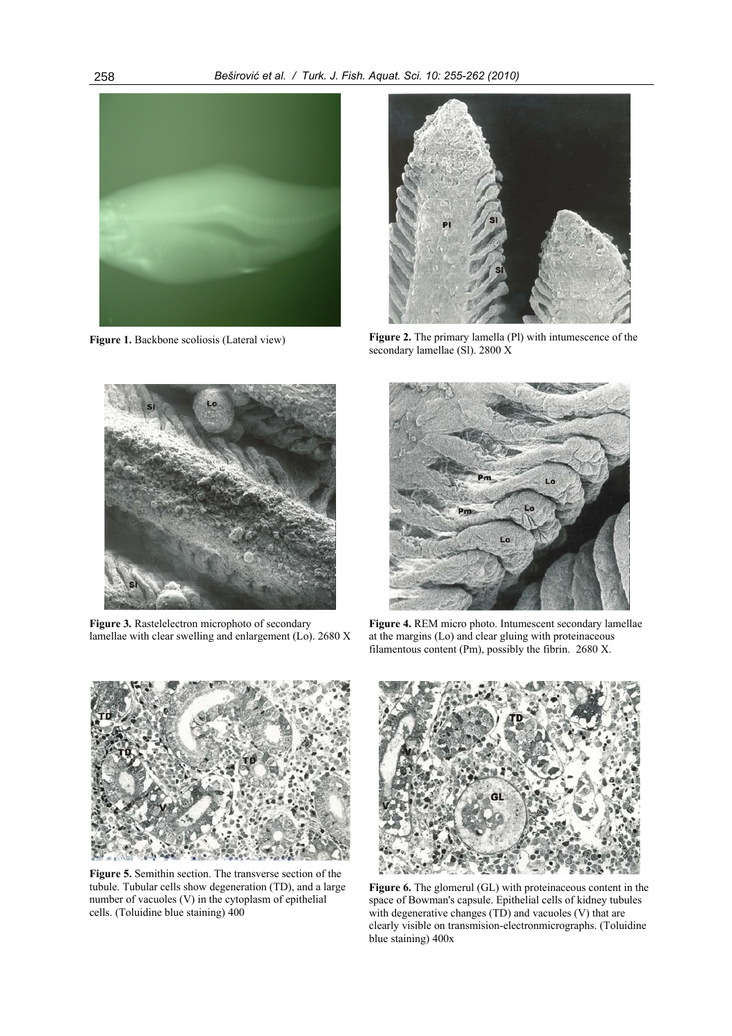**Figure 1.** Backbone scoliosis (Lateral view)

**Figure 2.** The primary lamella (Pl) with intumescence of the secondary lamellae (Sl). 2800 X

**Figure 3.** Rastelelectron microphoto of secondary lamellae with clear swelling and enlargement (Lo). 2680 X

**Figure 4.** REM micro photo. Intumescent secondary lamellae at the margins (Lo) and clear gluing with proteinaceous filamentous content (Pm), possibly the fibrin. 2680 X.

**Figure 5.** Semithin section. The transverse section of the tubule. Tubular cells show degeneration (TD), and a large number of vacuoles (V) in the cytoplasm of epithelial cells. (Toluidine blue staining) 400

**Figure 6.** The glomerul (GL) with proteinaceous content in the space of Bowman's capsule. Epithelial cells of kidney tubules with degenerative changes (TD) and vacuoles (V) that are clearly visible on transmision-electronmicrographs. (Toluidine blue staining) 400x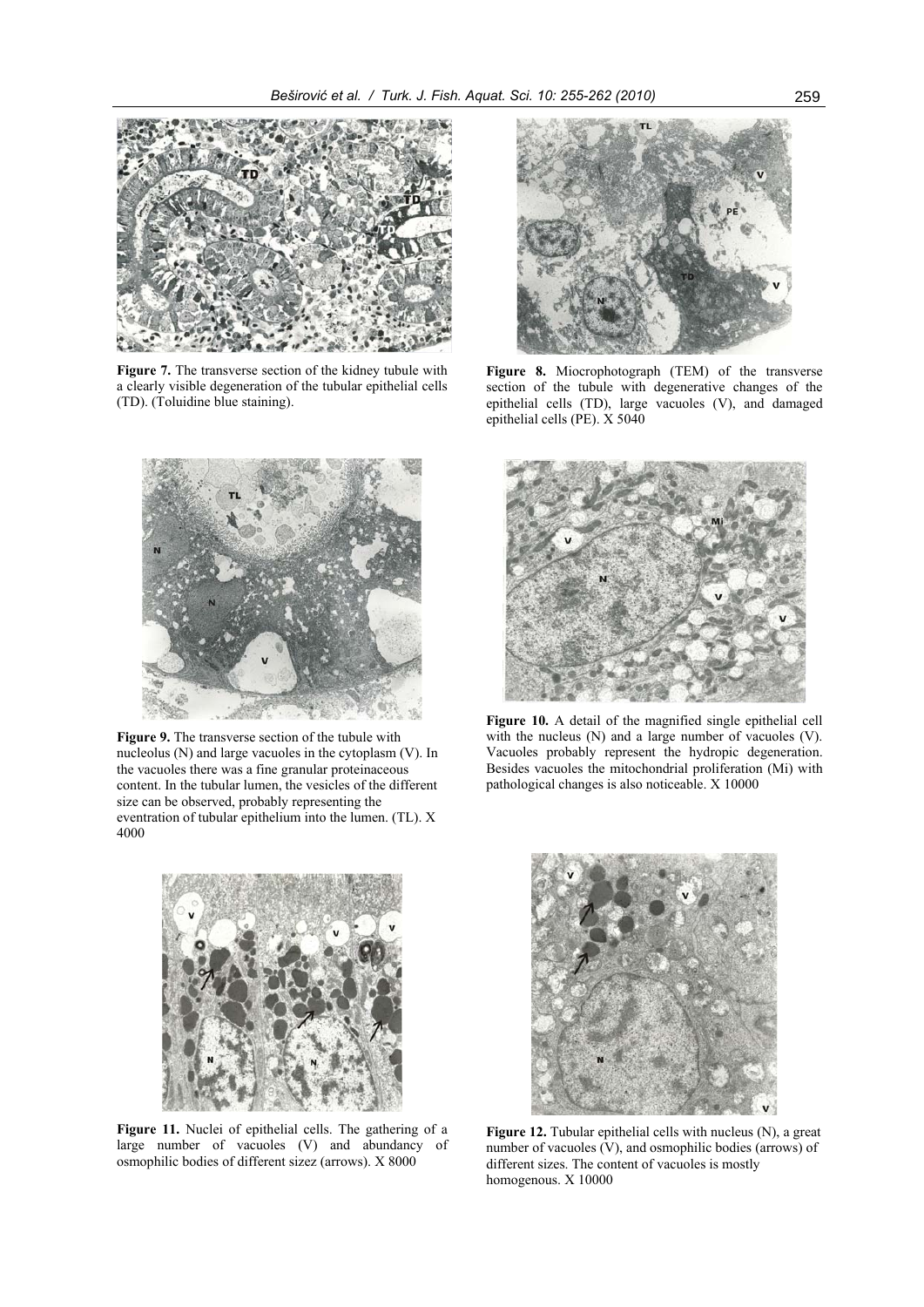**Figure 7.** The transverse section of the kidney tubule with a clearly visible degeneration of the tubular epithelial cells (TD). (Toluidine blue staining).

**Figure 8.** Miocrophotograph (TEM) of the transverse section of the tubule with degenerative changes of the epithelial cells (TD), large vacuoles (V), and damaged epithelial cells (PE). X 5040

**Figure 9.** The transverse section of the tubule with nucleolus (N) and large vacuoles in the cytoplasm (V). In the vacuoles there was a fine granular proteinaceous content. In the tubular lumen, the vesicles of the different size can be observed, probably representing the eventration of tubular epithelium into the lumen. (TL). X 4000

**Figure 10.** A detail of the magnified single epithelial cell with the nucleus (N) and a large number of vacuoles (V). Vacuoles probably represent the hydropic degeneration. Besides vacuoles the mitochondrial proliferation (Mi) with pathological changes is also noticeable. X 10000

**Figure 11.** Nuclei of epithelial cells. The gathering of a large number of vacuoles (V) and abundancy of osmophilic bodies of different sizez (arrows). X 8000

**Figure 12.** Tubular epithelial cells with nucleus (N), a great number of vacuoles (V), and osmophilic bodies (arrows) of different sizes. The content of vacuoles is mostly homogenous. X 10000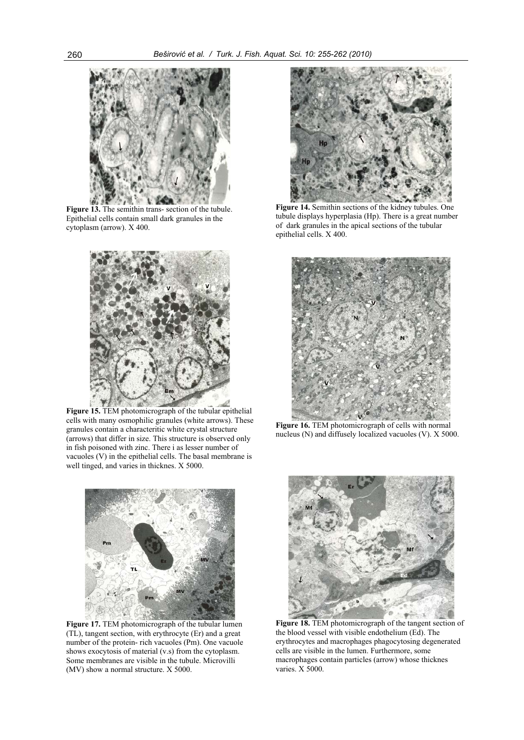**Figure 13.** The semithin trans- section of the tubule. Epithelial cells contain small dark granules in the cytoplasm (arrow). X 400.

**Figure 14.** Semithin sections of the kidney tubules. One tubule displays hyperplasia (Hp). There is a great number of dark granules in the apical sections of the tubular epithelial cells. X 400.

**Figure 15.** TEM photomicrograph of the tubular epithelial cells with many osmophilic granules (white arrows). These granules contain a characteritic white crystal structure (arrows) that differ in size. This structure is observed only in fish poisoned with zinc. There i as lesser number of vacuoles (V) in the epithelial cells. The basal membrane is well tinged, and varies in thicknes. X 5000.

**Figure 16.** TEM photomicrograph of cells with normal nucleus (N) and diffusely localized vacuoles (V). X 5000.

**Figure 17.** TEM photomicrograph of the tubular lumen (TL), tangent section, with erythrocyte (Er) and a great number of the protein- rich vacuoles (Pm). One vacuole shows exocytosis of material (v.s) from the cytoplasm. Some membranes are visible in the tubule. Microvilli (MV) show a normal structure. X 5000.

**Figure 18.** TEM photomicrograph of the tangent section of the blood vessel with visible endothelium (Ed). The erythrocytes and macrophages phagocytosing degenerated cells are visible in the lumen. Furthermore, some macrophages contain particles (arrow) whose thicknes varies. X 5000.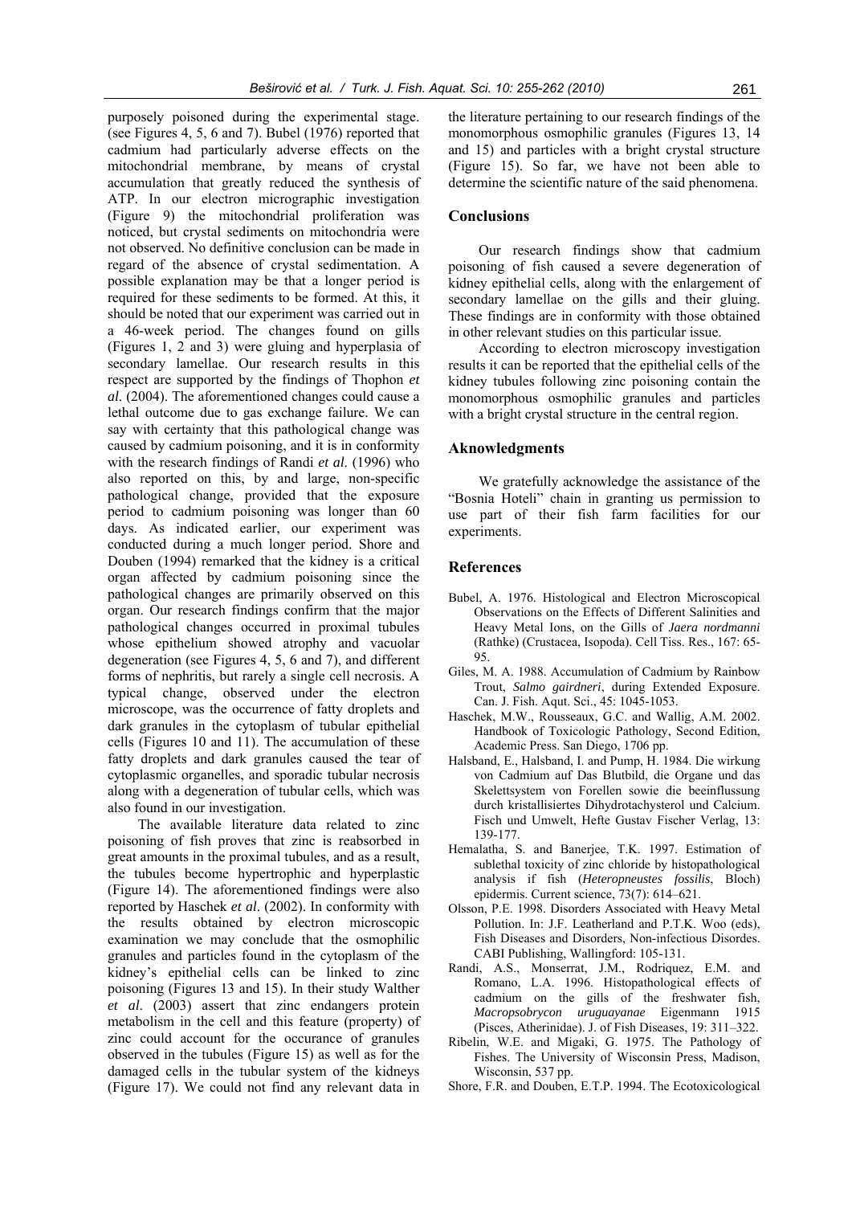purposely poisoned during the experimental stage. (see Figures 4, 5, 6 and 7). Bubel (1976) reported that cadmium had particularly adverse effects on the mitochondrial membrane, by means of crystal accumulation that greatly reduced the synthesis of ATP. In our electron micrographic investigation (Figure 9) the mitochondrial proliferation was noticed, but crystal sediments on mitochondria were not observed. No definitive conclusion can be made in regard of the absence of crystal sedimentation. A possible explanation may be that a longer period is required for these sediments to be formed. At this, it should be noted that our experiment was carried out in a 46-week period. The changes found on gills (Figures 1, 2 and 3) were gluing and hyperplasia of secondary lamellae. Our research results in this respect are supported by the findings of Thophon *et al*. (2004). The aforementioned changes could cause a lethal outcome due to gas exchange failure. We can say with certainty that this pathological change was caused by cadmium poisoning, and it is in conformity with the research findings of Randi *et al*. (1996) who also reported on this, by and large, non-specific pathological change, provided that the exposure period to cadmium poisoning was longer than 60 days. As indicated earlier, our experiment was conducted during a much longer period. Shore and Douben (1994) remarked that the kidney is a critical organ affected by cadmium poisoning since the pathological changes are primarily observed on this organ. Our research findings confirm that the major pathological changes occurred in proximal tubules whose epithelium showed atrophy and vacuolar degeneration (see Figures 4, 5, 6 and 7), and different forms of nephritis, but rarely a single cell necrosis. A typical change, observed under the electron microscope, was the occurrence of fatty droplets and dark granules in the cytoplasm of tubular epithelial cells (Figures 10 and 11). The accumulation of these fatty droplets and dark granules caused the tear of cytoplasmic organelles, and sporadic tubular necrosis along with a degeneration of tubular cells, which was also found in our investigation.

The available literature data related to zinc poisoning of fish proves that zinc is reabsorbed in great amounts in the proximal tubules, and as a result, the tubules become hypertrophic and hyperplastic (Figure 14). The aforementioned findings were also reported by Haschek *et al*. (2002). In conformity with the results obtained by electron microscopic examination we may conclude that the osmophilic granules and particles found in the cytoplasm of the kidney's epithelial cells can be linked to zinc poisoning (Figures 13 and 15). In their study Walther *et al*. (2003) assert that zinc endangers protein metabolism in the cell and this feature (property) of zinc could account for the occurance of granules observed in the tubules (Figure 15) as well as for the damaged cells in the tubular system of the kidneys (Figure 17). We could not find any relevant data in the literature pertaining to our research findings of the monomorphous osmophilic granules (Figures 13, 14 and 15) and particles with a bright crystal structure (Figure 15). So far, we have not been able to determine the scientific nature of the said phenomena.

## Conclusions

Our research findings show that cadmium poisoning of fish caused a severe degeneration of kidney epithelial cells, along with the enlargement of secondary lamellae on the gills and their gluing. These findings are in conformity with those obtained in other relevant studies on this particular issue.

According to electron microscopy investigation results it can be reported that the epithelial cells of the kidney tubules following zinc poisoning contain the monomorphous osmophilic granules and particles with a bright crystal structure in the central region.

## Aknowledgments

We gratefully acknowledge the assistance of the "Bosnia Hoteli" chain in granting us permission to use part of their fish farm facilities for our experiments.

## References

Bubel, A. 1976. Histological and Electron Microscopical Observations on the Effects of Different Salinities and Heavy Metal Ions, on the Gills of *Jaera nordmanni* (Rathke) (Crustacea, Isopoda). Cell Tiss. Res., 167: 65-95.

Giles, M. A. 1988. Accumulation of Cadmium by Rainbow Trout, *Salmo gairdneri*, during Extended Exposure. Can. J. Fish. Aqut. Sci., 45: 1045-1053.

Haschek, M.W., Rousseaux, G.C. and Wallig, A.M. 2002. Handbook of Toxicologic Pathology, Second Edition, Academic Press. San Diego, 1706 pp.

Halsband, E., Halsband, I. and Pump, H. 1984. Die wirkung von Cadmium auf Das Blutbild, die Organe und das Skelettsystem von Forellen sowie die beeinflussung durch kristallisiertes Dihydrotachysterol und Calcium. Fisch und Umwelt, Hefte Gustav Fischer Verlag, 13: 139-177.

Hemalatha, S. and Banerjee, T.K. 1997. Estimation of sublethal toxicity of zinc chloride by histopathological analysis if fish (*Heteropneustes fossilis*, Bloch) epidermis. Current science, 73(7): 614–621.

Olsson, P.E. 1998. Disorders Associated with Heavy Metal Pollution. In: J.F. Leatherland and P.T.K. Woo (eds), Fish Diseases and Disorders, Non-infectious Disordes. CABI Publishing, Wallingford: 105-131.

Randi, A.S., Monserrat, J.M., Rodriquez, E.M. and Romano, L.A. 1996. Histopathological effects of cadmium on the gills of the freshwater fish, *Macropsobrycon uruguayanae* Eigenmann 1915 (Pisces, Atherinidae). J. of Fish Diseases, 19: 311–322.

Ribelin, W.E. and Migaki, G. 1975. The Pathology of Fishes. The University of Wisconsin Press, Madison, Wisconsin, 537 pp.

Shore, F.R. and Douben, E.T.P. 1994. The Ecotoxicological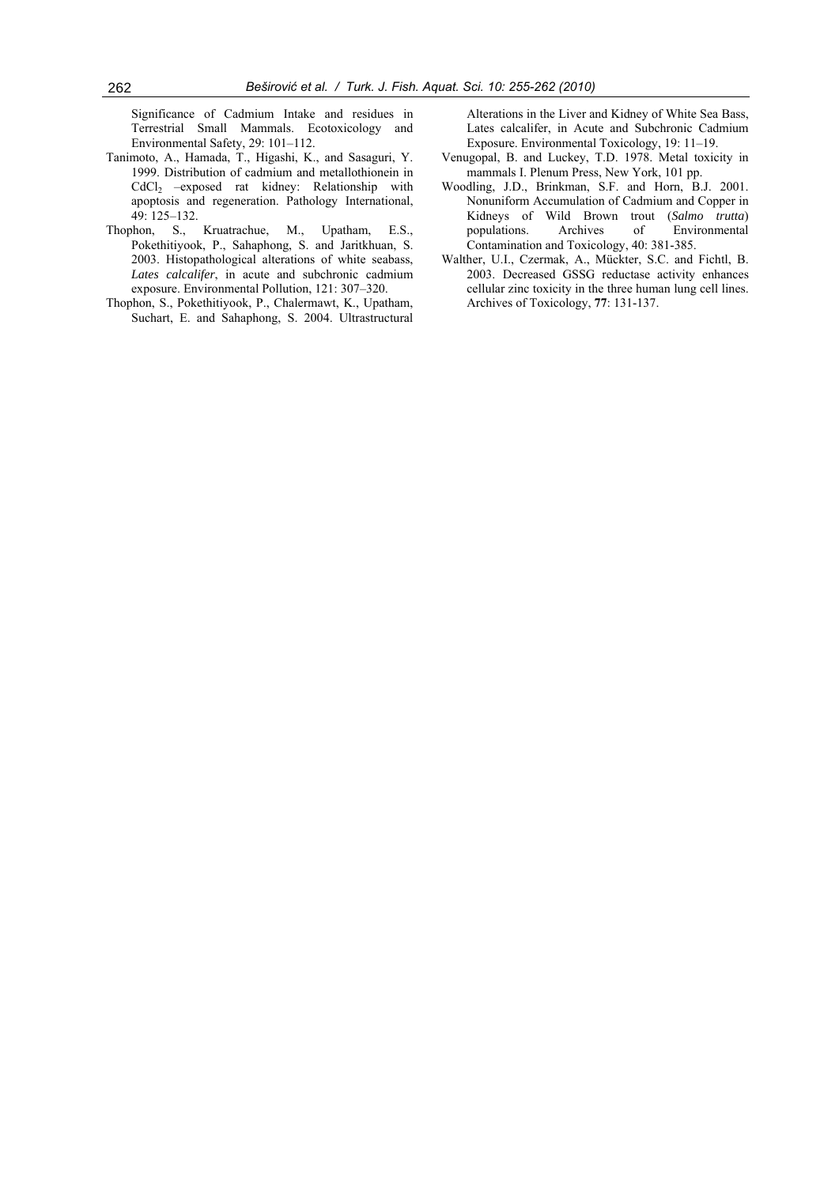Significance of Cadmium Intake and residues in Terrestrial Small Mammals. Ecotoxicology and Environmental Safety, 29: 101–112.

Tanimoto, A., Hamada, T., Higashi, K., and Sasaguri, Y. 1999. Distribution of cadmium and metallothionein in $CdCl_2$ –exposed rat kidney: Relationship with apoptosis and regeneration. Pathology International, 49: 125–132.

Thophon, S., Kruatrachue, M., Upatham, E.S., Pokethitiyook, P., Sahaphong, S. and Jaritkhuan, S. 2003. Histopathological alterations of white seabass, *Lates calcalifer*, in acute and subchronic cadmium exposure. Environmental Pollution, 121: 307–320.

Thophon, S., Pokethitiyook, P., Chalermawt, K., Upatham, Suchart, E. and Sahaphong, S. 2004. Ultrastructural Alterations in the Liver and Kidney of White Sea Bass, Lates calcalifer, in Acute and Subchronic Cadmium Exposure. Environmental Toxicology, 19: 11–19.

Venugopal, B. and Luckey, T.D. 1978. Metal toxicity in mammals I. Plenum Press, New York, 101 pp.

Woodling, J.D., Brinkman, S.F. and Horn, B.J. 2001. Nonuniform Accumulation of Cadmium and Copper in Kidneys of Wild Brown trout (*Salmo trutta*) populations. Archives of Environmental Contamination and Toxicology, 40: 381-385.

Walther, U.I., Czermak, A., Mückter, S.C. and Fichtl, B. 2003. Decreased GSSG reductase activity enhances cellular zinc toxicity in the three human lung cell lines. Archives of Toxicology, **77**: 131-137.